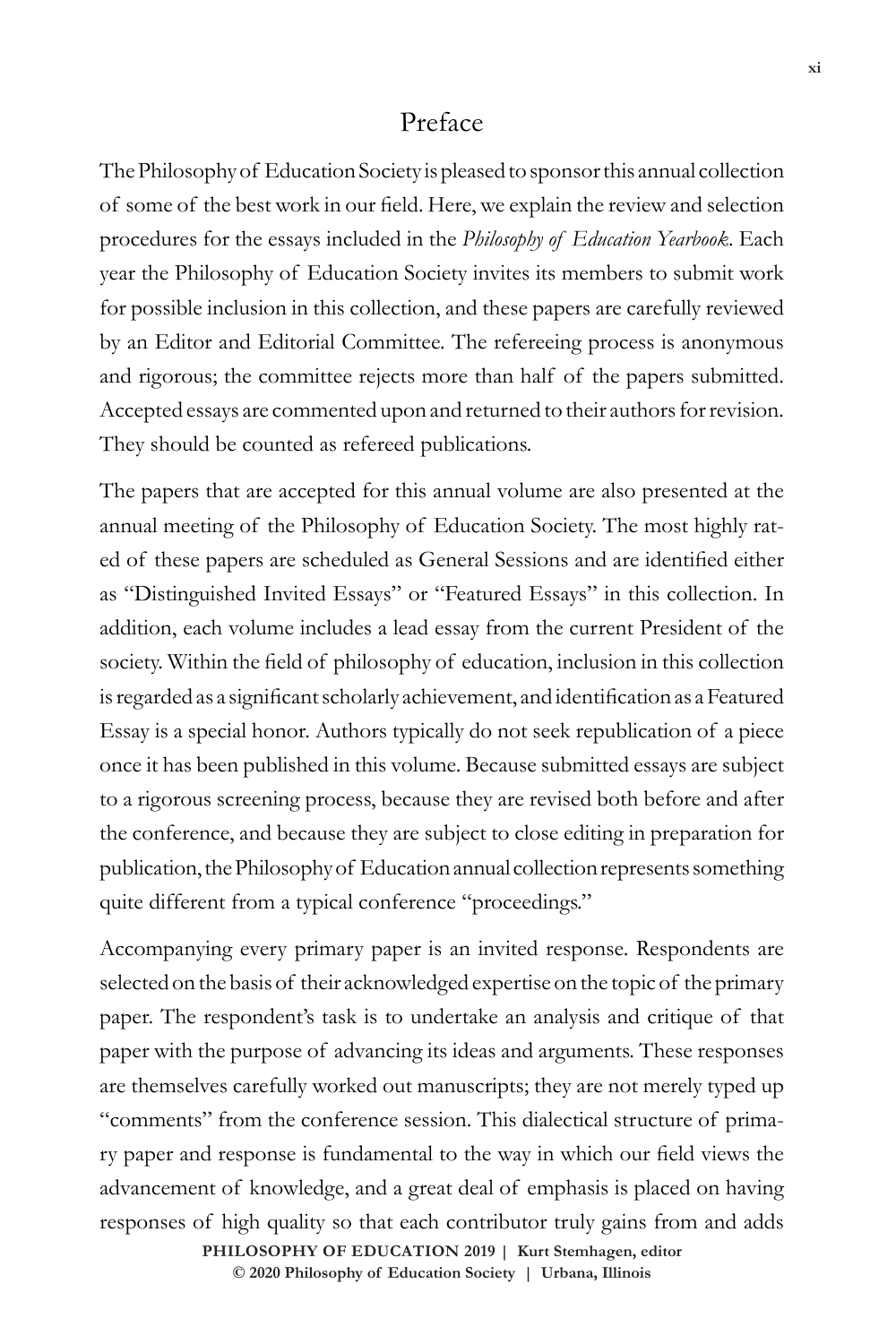# Preface

The Philosophy of Education Society is pleased to sponsor this annual collection of some of the best work in our field. Here, we explain the review and selection procedures for the essays included in the *Philosophy of Education Yearbook*. Each year the Philosophy of Education Society invites its members to submit work for possible inclusion in this collection, and these papers are carefully reviewed by an Editor and Editorial Committee. The refereeing process is anonymous and rigorous; the committee rejects more than half of the papers submitted. Accepted essays are commented upon and returned to their authors for revision. They should be counted as refereed publications.

The papers that are accepted for this annual volume are also presented at the annual meeting of the Philosophy of Education Society. The most highly rated of these papers are scheduled as General Sessions and are identified either as "Distinguished Invited Essays" or "Featured Essays" in this collection. In addition, each volume includes a lead essay from the current President of the society. Within the field of philosophy of education, inclusion in this collection is regarded as a significant scholarly achievement, and identification as a Featured Essay is a special honor. Authors typically do not seek republication of a piece once it has been published in this volume. Because submitted essays are subject to a rigorous screening process, because they are revised both before and after the conference, and because they are subject to close editing in preparation for publication, the Philosophy of Education annual collection represents something quite different from a typical conference "proceedings."

Accompanying every primary paper is an invited response. Respondents are selected on the basis of their acknowledged expertise on the topic of the primary paper. The respondent's task is to undertake an analysis and critique of that paper with the purpose of advancing its ideas and arguments. These responses are themselves carefully worked out manuscripts; they are not merely typed up "comments" from the conference session. This dialectical structure of primary paper and response is fundamental to the way in which our field views the advancement of knowledge, and a great deal of emphasis is placed on having responses of high quality so that each contributor truly gains from and adds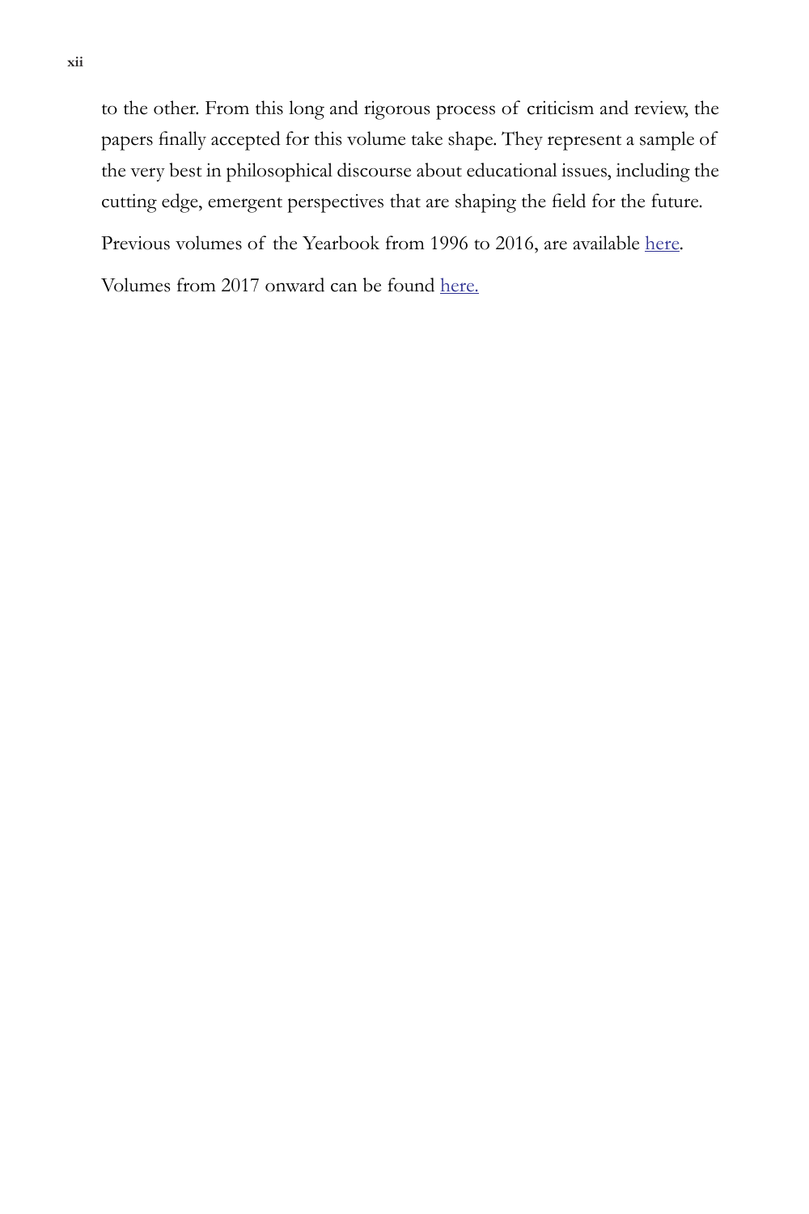to the other. From this long and rigorous process of criticism and review, the papers finally accepted for this volume take shape. They represent a sample of the very best in philosophical discourse about educational issues, including the cutting edge, emergent perspectives that are shaping the field for the future.

Previous volumes of the Yearbook from 1996 to 2016, are available here.

Volumes from 2017 onward can be found here.